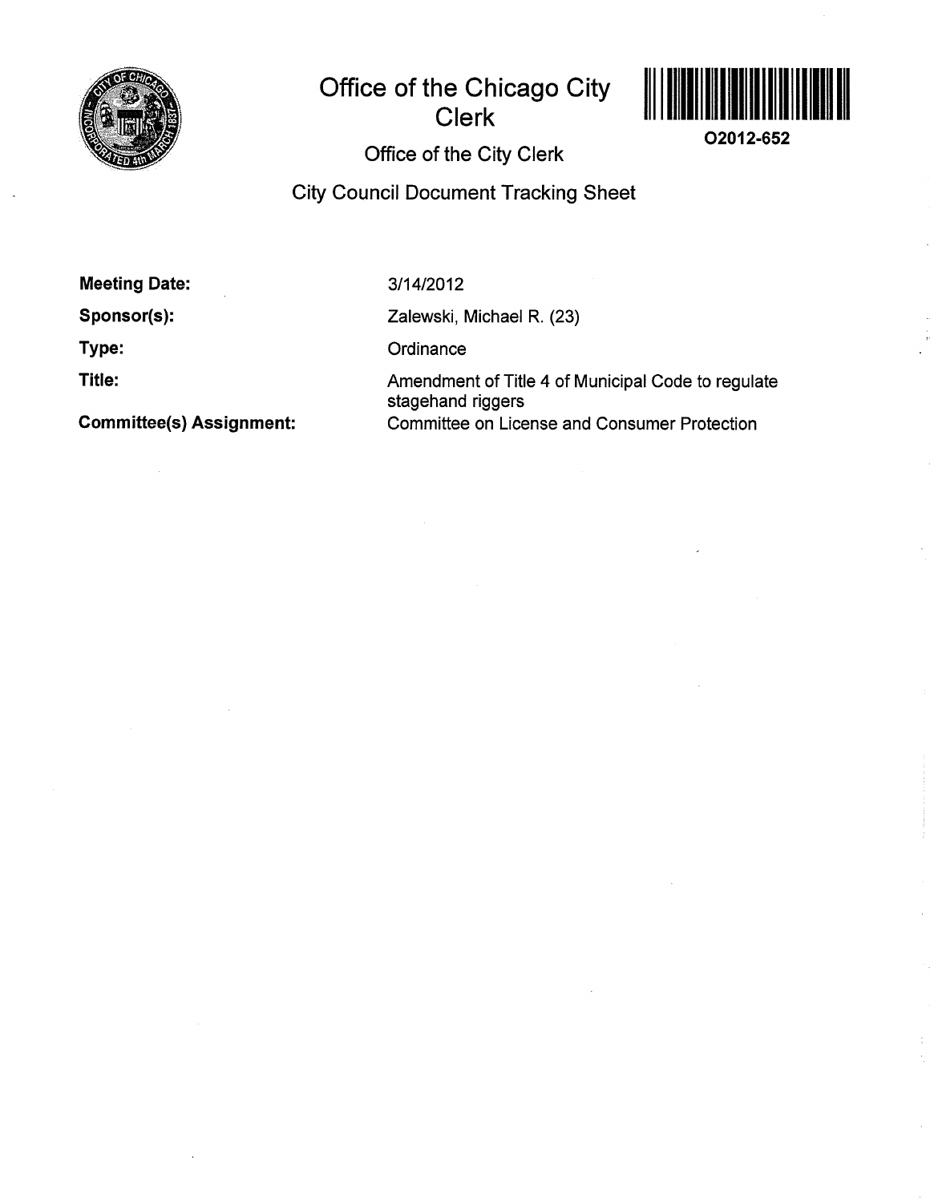# Office of the Chicago City Clerk

O2012-652

## Office of the City Clerk

## City Council Document Tracking Sheet

**Meeting Date:** 3/14/2012

**Sponsor(s):** Zalewski, Michael R. (23)

**Type:** Ordinance

**Title:** Amendment of Title 4 of Municipal Code to regulate stagehand riggers

**Committee(s) Assignment:** Committee on License and Consumer Protection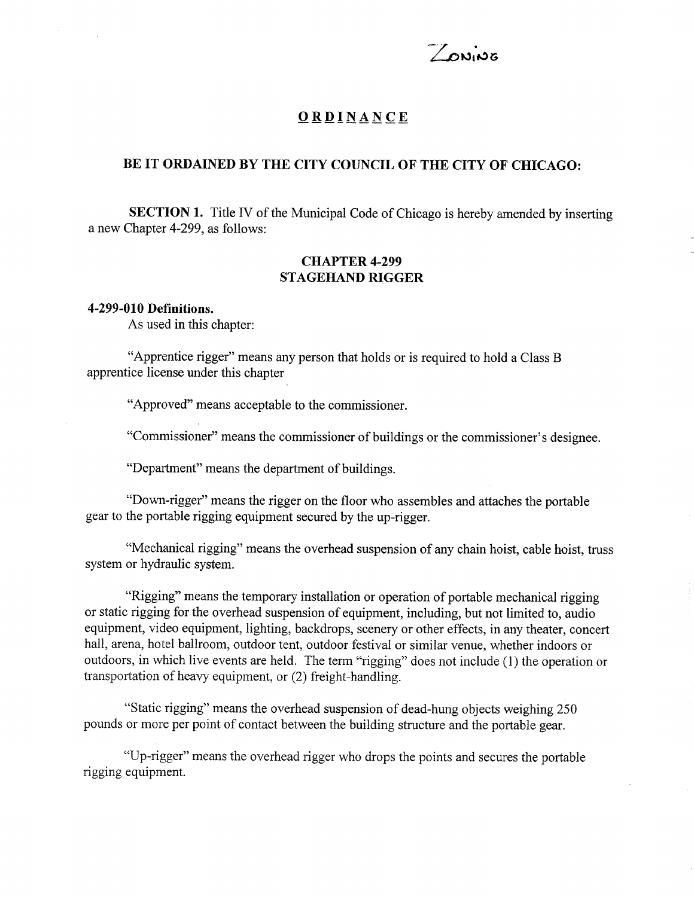Zoning

## ORDINANCE

### BE IT ORDAINED BY THE CITY COUNCIL OF THE CITY OF CHICAGO:

**SECTION 1.** Title IV of the Municipal Code of Chicago is hereby amended by inserting a new Chapter 4-299, as follows:

### CHAPTER 4-299
### STAGEHAND RIGGER

**4-299-010 Definitions.**

As used in this chapter:

"Apprentice rigger" means any person that holds or is required to hold a Class B apprentice license under this chapter

"Approved" means acceptable to the commissioner.

"Commissioner" means the commissioner of buildings or the commissioner's designee.

"Department" means the department of buildings.

"Down-rigger" means the rigger on the floor who assembles and attaches the portable gear to the portable rigging equipment secured by the up-rigger.

"Mechanical rigging" means the overhead suspension of any chain hoist, cable hoist, truss system or hydraulic system.

"Rigging" means the temporary installation or operation of portable mechanical rigging or static rigging for the overhead suspension of equipment, including, but not limited to, audio equipment, video equipment, lighting, backdrops, scenery or other effects, in any theater, concert hall, arena, hotel ballroom, outdoor tent, outdoor festival or similar venue, whether indoors or outdoors, in which live events are held. The term "rigging" does not include (1) the operation or transportation of heavy equipment, or (2) freight-handling.

"Static rigging" means the overhead suspension of dead-hung objects weighing 250 pounds or more per point of contact between the building structure and the portable gear.

"Up-rigger" means the overhead rigger who drops the points and secures the portable rigging equipment.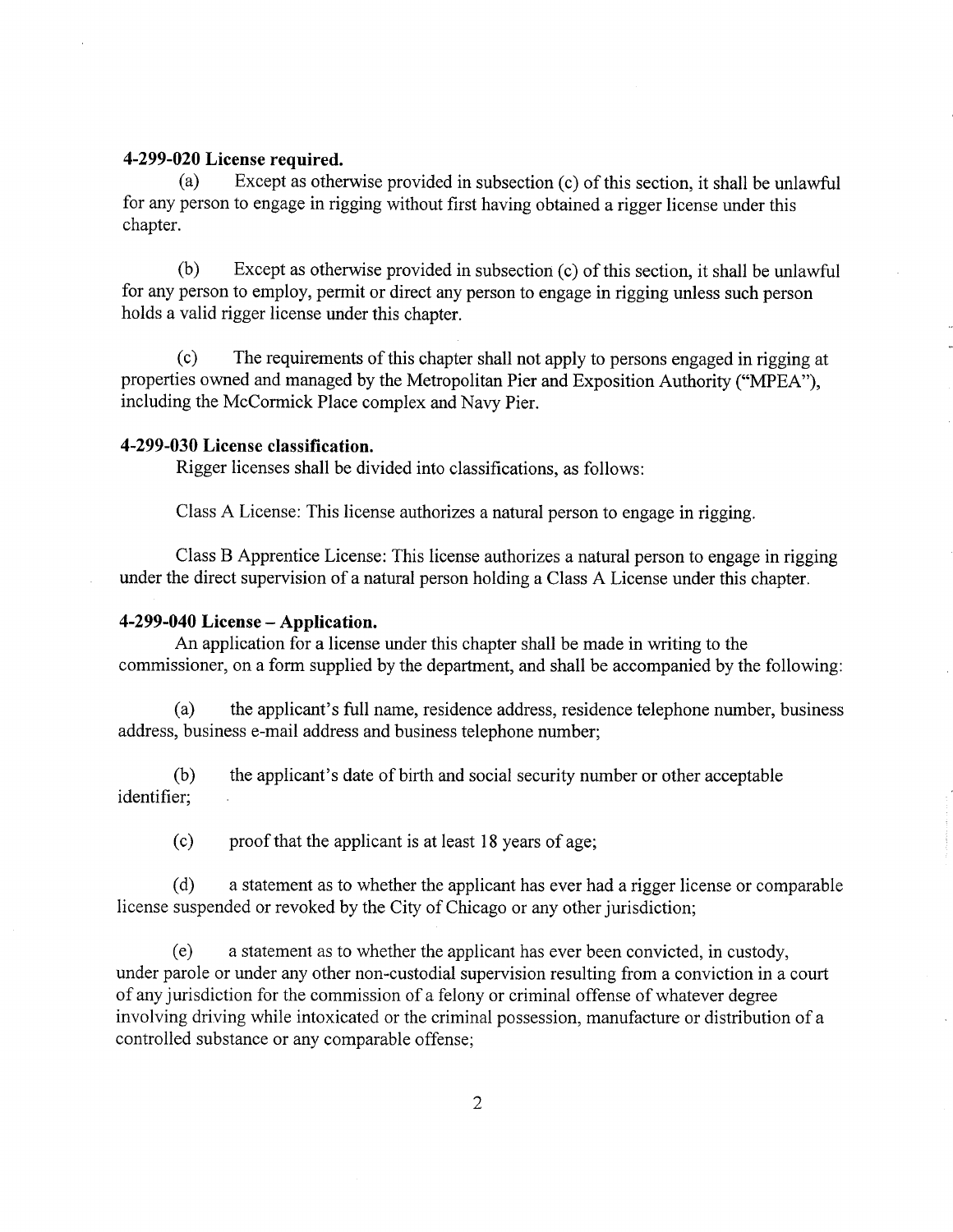**4-299-020 License required.**

(a) Except as otherwise provided in subsection (c) of this section, it shall be unlawful for any person to engage in rigging without first having obtained a rigger license under this chapter.

(b) Except as otherwise provided in subsection (c) of this section, it shall be unlawful for any person to employ, permit or direct any person to engage in rigging unless such person holds a valid rigger license under this chapter.

(c) The requirements of this chapter shall not apply to persons engaged in rigging at properties owned and managed by the Metropolitan Pier and Exposition Authority ("MPEA"), including the McCormick Place complex and Navy Pier.

**4-299-030 License classification.**

Rigger licenses shall be divided into classifications, as follows:

Class A License: This license authorizes a natural person to engage in rigging.

Class B Apprentice License: This license authorizes a natural person to engage in rigging under the direct supervision of a natural person holding a Class A License under this chapter.

**4-299-040 License – Application.**

An application for a license under this chapter shall be made in writing to the commissioner, on a form supplied by the department, and shall be accompanied by the following:

(a) the applicant's full name, residence address, residence telephone number, business address, business e-mail address and business telephone number;

(b) the applicant's date of birth and social security number or other acceptable identifier;

(c) proof that the applicant is at least 18 years of age;

(d) a statement as to whether the applicant has ever had a rigger license or comparable license suspended or revoked by the City of Chicago or any other jurisdiction;

(e) a statement as to whether the applicant has ever been convicted, in custody, under parole or under any other non-custodial supervision resulting from a conviction in a court of any jurisdiction for the commission of a felony or criminal offense of whatever degree involving driving while intoxicated or the criminal possession, manufacture or distribution of a controlled substance or any comparable offense;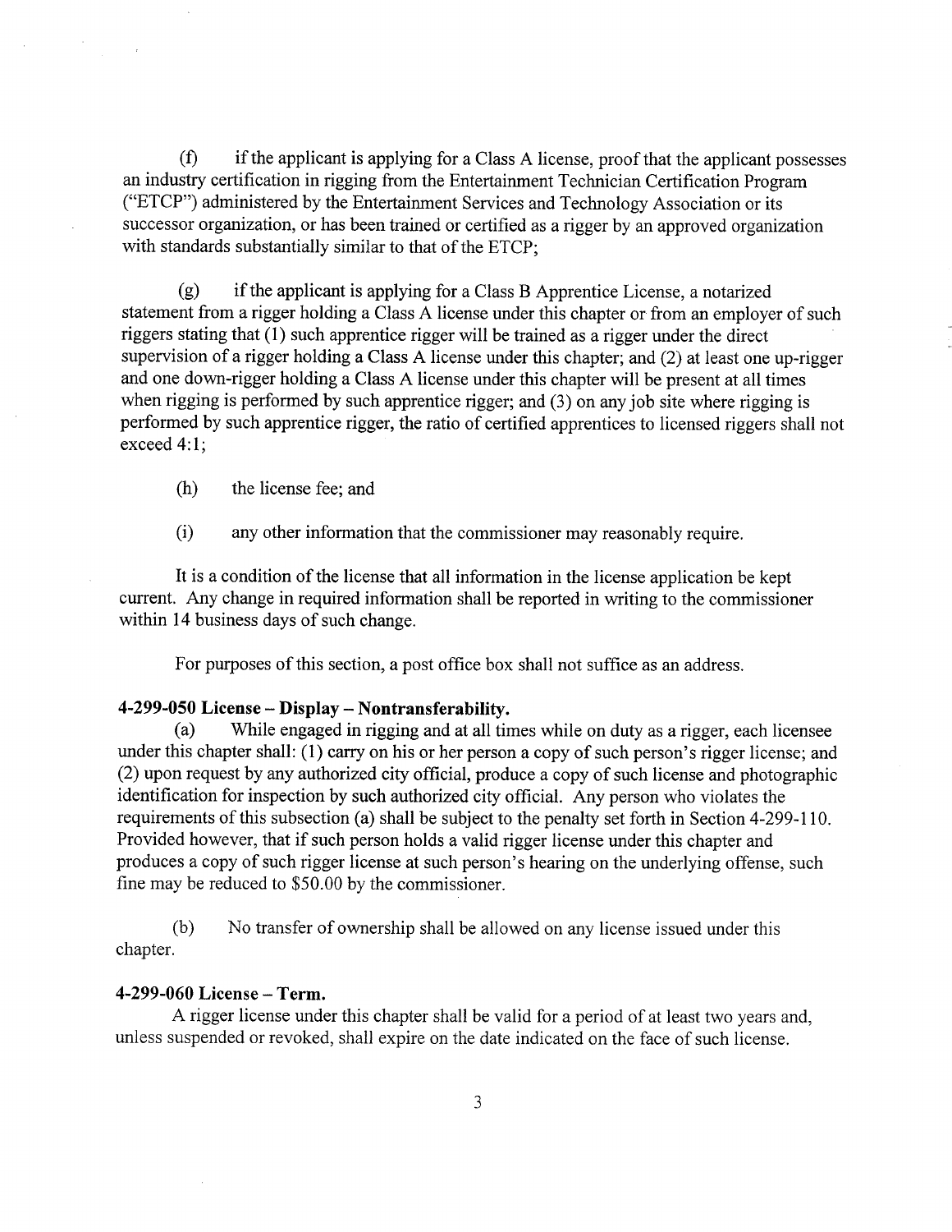(f) if the applicant is applying for a Class A license, proof that the applicant possesses an industry certification in rigging from the Entertainment Technician Certification Program ("ETCP") administered by the Entertainment Services and Technology Association or its successor organization, or has been trained or certified as a rigger by an approved organization with standards substantially similar to that of the ETCP;

(g) if the applicant is applying for a Class B Apprentice License, a notarized statement from a rigger holding a Class A license under this chapter or from an employer of such riggers stating that (1) such apprentice rigger will be trained as a rigger under the direct supervision of a rigger holding a Class A license under this chapter; and (2) at least one up-rigger and one down-rigger holding a Class A license under this chapter will be present at all times when rigging is performed by such apprentice rigger; and (3) on any job site where rigging is performed by such apprentice rigger, the ratio of certified apprentices to licensed riggers shall not exceed 4:1;

(h) the license fee; and

(i) any other information that the commissioner may reasonably require.

It is a condition of the license that all information in the license application be kept current. Any change in required information shall be reported in writing to the commissioner within 14 business days of such change.

For purposes of this section, a post office box shall not suffice as an address.

**4-299-050 License – Display – Nontransferability.**

(a) While engaged in rigging and at all times while on duty as a rigger, each licensee under this chapter shall: (1) carry on his or her person a copy of such person's rigger license; and (2) upon request by any authorized city official, produce a copy of such license and photographic identification for inspection by such authorized city official. Any person who violates the requirements of this subsection (a) shall be subject to the penalty set forth in Section 4-299-110. Provided however, that if such person holds a valid rigger license under this chapter and produces a copy of such rigger license at such person's hearing on the underlying offense, such fine may be reduced to $50.00 by the commissioner.

(b) No transfer of ownership shall be allowed on any license issued under this chapter.

**4-299-060 License – Term.**

A rigger license under this chapter shall be valid for a period of at least two years and, unless suspended or revoked, shall expire on the date indicated on the face of such license.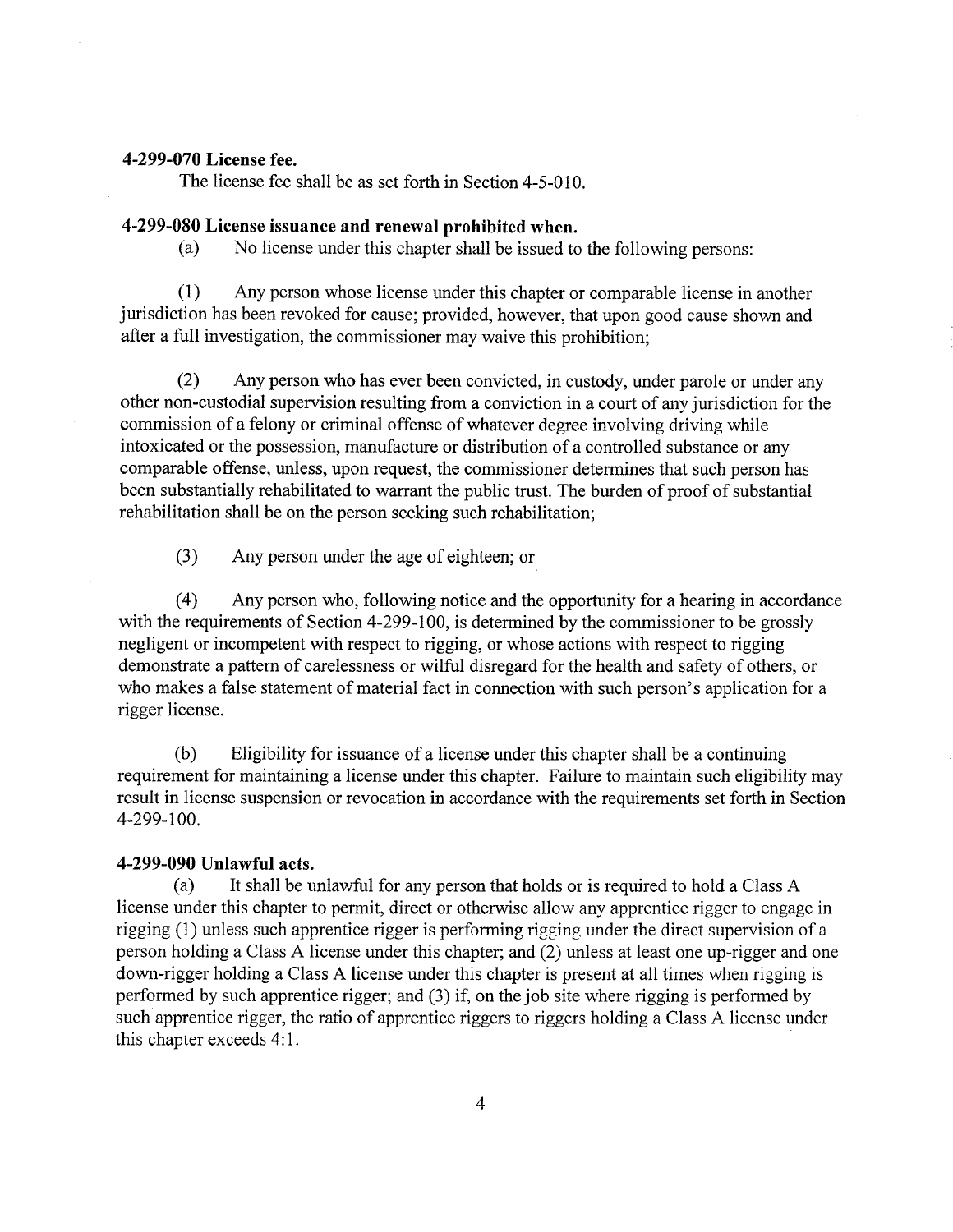**4-299-070 License fee.**

The license fee shall be as set forth in Section 4-5-010.

**4-299-080 License issuance and renewal prohibited when.**

(a) No license under this chapter shall be issued to the following persons:

(1) Any person whose license under this chapter or comparable license in another jurisdiction has been revoked for cause; provided, however, that upon good cause shown and after a full investigation, the commissioner may waive this prohibition;

(2) Any person who has ever been convicted, in custody, under parole or under any other non-custodial supervision resulting from a conviction in a court of any jurisdiction for the commission of a felony or criminal offense of whatever degree involving driving while intoxicated or the possession, manufacture or distribution of a controlled substance or any comparable offense, unless, upon request, the commissioner determines that such person has been substantially rehabilitated to warrant the public trust. The burden of proof of substantial rehabilitation shall be on the person seeking such rehabilitation;

(3) Any person under the age of eighteen; or

(4) Any person who, following notice and the opportunity for a hearing in accordance with the requirements of Section 4-299-100, is determined by the commissioner to be grossly negligent or incompetent with respect to rigging, or whose actions with respect to rigging demonstrate a pattern of carelessness or wilful disregard for the health and safety of others, or who makes a false statement of material fact in connection with such person's application for a rigger license.

(b) Eligibility for issuance of a license under this chapter shall be a continuing requirement for maintaining a license under this chapter. Failure to maintain such eligibility may result in license suspension or revocation in accordance with the requirements set forth in Section 4-299-100.

**4-299-090 Unlawful acts.**

(a) It shall be unlawful for any person that holds or is required to hold a Class A license under this chapter to permit, direct or otherwise allow any apprentice rigger to engage in rigging (1) unless such apprentice rigger is performing rigging under the direct supervision of a person holding a Class A license under this chapter; and (2) unless at least one up-rigger and one down-rigger holding a Class A license under this chapter is present at all times when rigging is performed by such apprentice rigger; and (3) if, on the job site where rigging is performed by such apprentice rigger, the ratio of apprentice riggers to riggers holding a Class A license under this chapter exceeds 4:1.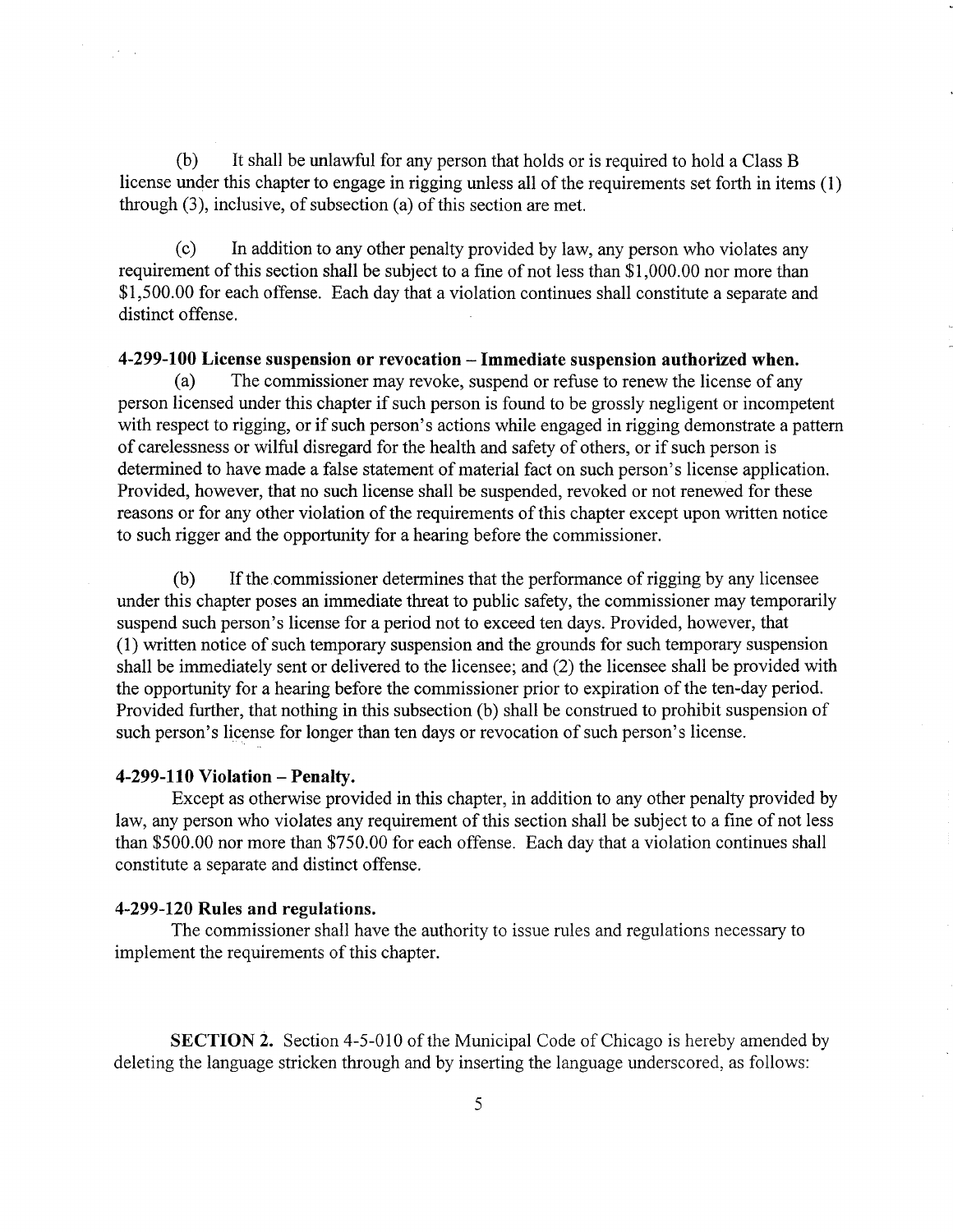(b) It shall be unlawful for any person that holds or is required to hold a Class B license under this chapter to engage in rigging unless all of the requirements set forth in items (1) through (3), inclusive, of subsection (a) of this section are met.

(c) In addition to any other penalty provided by law, any person who violates any requirement of this section shall be subject to a fine of not less than $1,000.00 nor more than $1,500.00 for each offense. Each day that a violation continues shall constitute a separate and distinct offense.

**4-299-100 License suspension or revocation – Immediate suspension authorized when.**

(a) The commissioner may revoke, suspend or refuse to renew the license of any person licensed under this chapter if such person is found to be grossly negligent or incompetent with respect to rigging, or if such person's actions while engaged in rigging demonstrate a pattern of carelessness or wilful disregard for the health and safety of others, or if such person is determined to have made a false statement of material fact on such person's license application. Provided, however, that no such license shall be suspended, revoked or not renewed for these reasons or for any other violation of the requirements of this chapter except upon written notice to such rigger and the opportunity for a hearing before the commissioner.

(b) If the commissioner determines that the performance of rigging by any licensee under this chapter poses an immediate threat to public safety, the commissioner may temporarily suspend such person's license for a period not to exceed ten days. Provided, however, that (1) written notice of such temporary suspension and the grounds for such temporary suspension shall be immediately sent or delivered to the licensee; and (2) the licensee shall be provided with the opportunity for a hearing before the commissioner prior to expiration of the ten-day period. Provided further, that nothing in this subsection (b) shall be construed to prohibit suspension of such person's license for longer than ten days or revocation of such person's license.

**4-299-110 Violation – Penalty.**

Except as otherwise provided in this chapter, in addition to any other penalty provided by law, any person who violates any requirement of this section shall be subject to a fine of not less than $500.00 nor more than $750.00 for each offense. Each day that a violation continues shall constitute a separate and distinct offense.

**4-299-120 Rules and regulations.**

The commissioner shall have the authority to issue rules and regulations necessary to implement the requirements of this chapter.

**SECTION 2.** Section 4-5-010 of the Municipal Code of Chicago is hereby amended by deleting the language stricken through and by inserting the language underscored, as follows: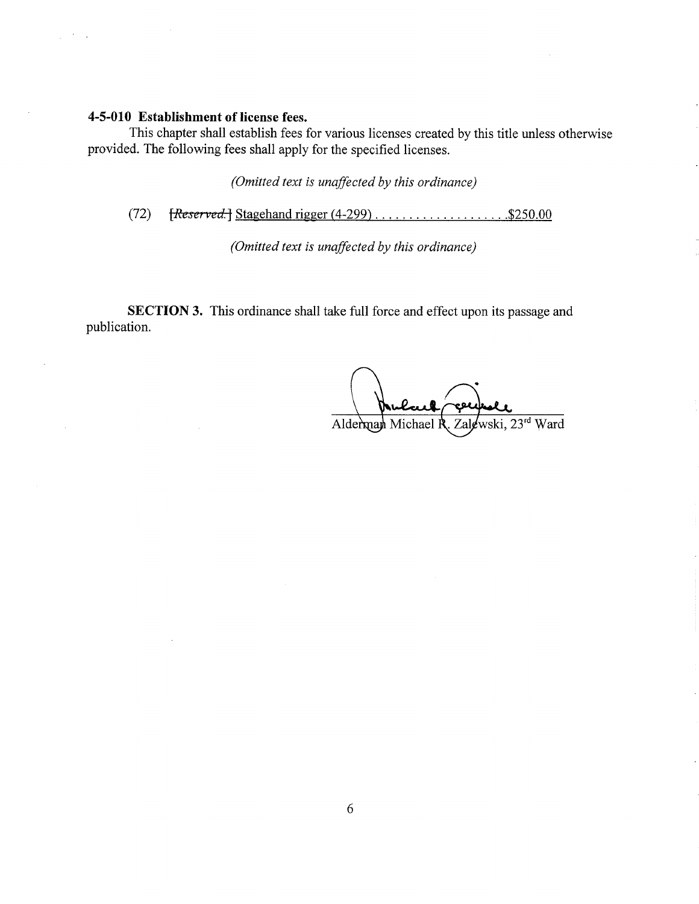**4-5-010 Establishment of license fees.**

This chapter shall establish fees for various licenses created by this title unless otherwise provided. The following fees shall apply for the specified licenses.

*(Omitted text is unaffected by this ordinance)*

(72) ~~[*Reserved.*]~~ <u>Stagehand rigger (4-299) . . . . . . . . . . . . . . . . . . . .$250.00</u>

*(Omitted text is unaffected by this ordinance)*

**SECTION 3.** This ordinance shall take full force and effect upon its passage and publication.

Alderman Michael R. Zalewski, 23rd Ward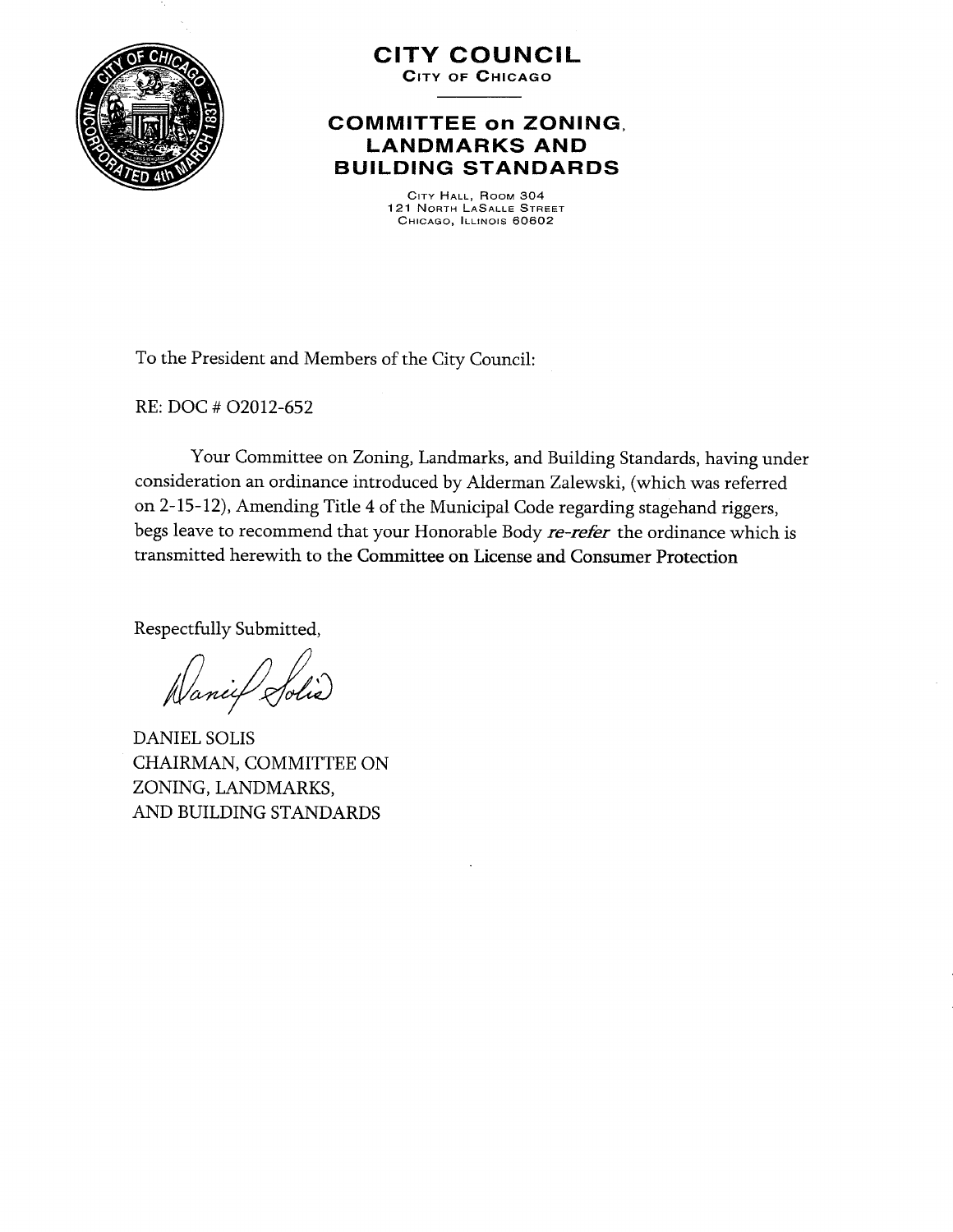# CITY COUNCIL

**CITY OF CHICAGO**

## COMMITTEE on ZONING, LANDMARKS AND BUILDING STANDARDS

CITY HALL, ROOM 304
121 NORTH LASALLE STREET
CHICAGO, ILLINOIS 60602

To the President and Members of the City Council:

RE: DOC # O2012-652

Your Committee on Zoning, Landmarks, and Building Standards, having under consideration an ordinance introduced by Alderman Zalewski, (which was referred on 2-15-12), Amending Title 4 of the Municipal Code regarding stagehand riggers, begs leave to recommend that your Honorable Body ***re-refer*** the ordinance which is transmitted herewith to the **Committee on License and Consumer Protection**

Respectfully Submitted,

DANIEL SOLIS
CHAIRMAN, COMMITTEE ON
ZONING, LANDMARKS,
AND BUILDING STANDARDS